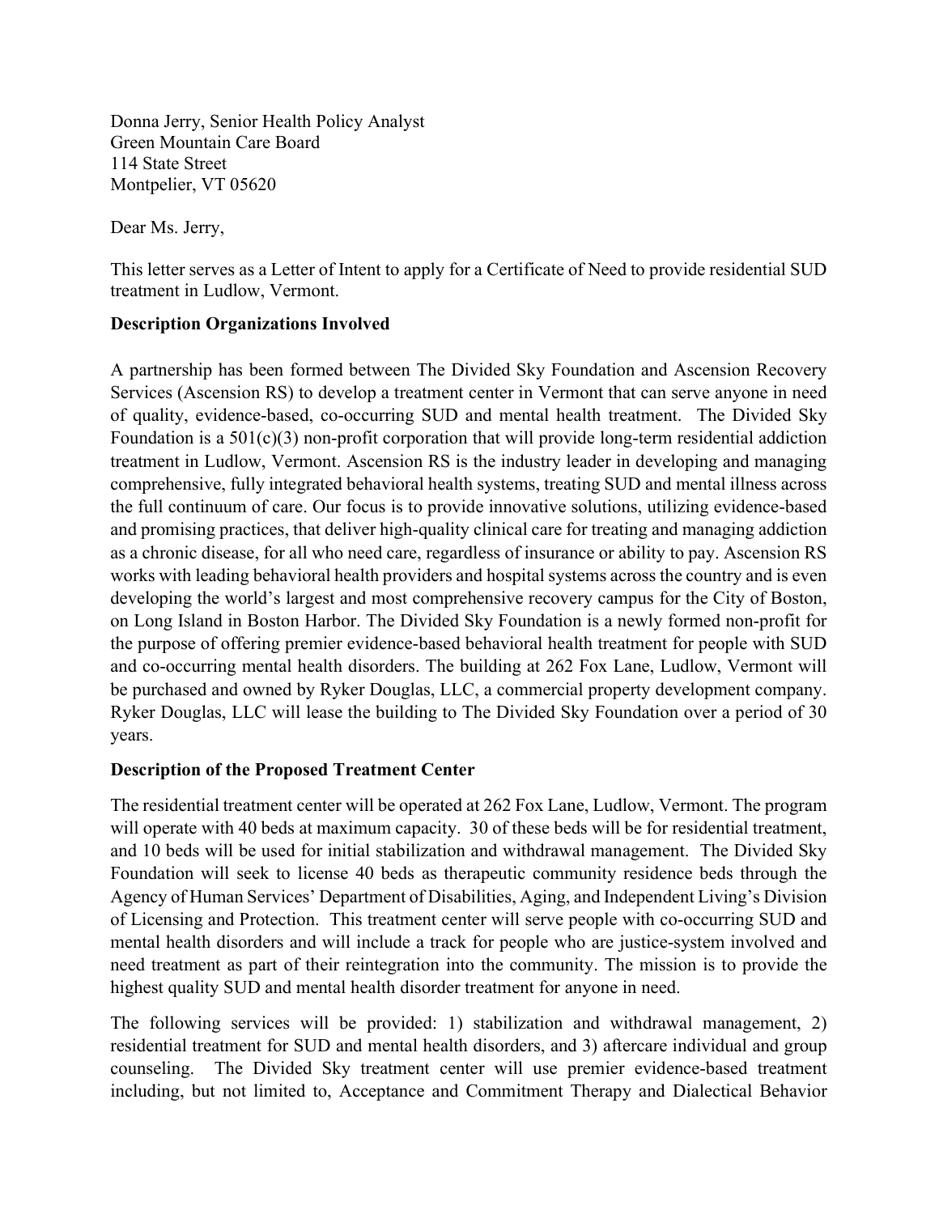Donna Jerry, Senior Health Policy Analyst
Green Mountain Care Board
114 State Street
Montpelier, VT 05620

Dear Ms. Jerry,

This letter serves as a Letter of Intent to apply for a Certificate of Need to provide residential SUD treatment in Ludlow, Vermont.

**Description Organizations Involved**

A partnership has been formed between The Divided Sky Foundation and Ascension Recovery Services (Ascension RS) to develop a treatment center in Vermont that can serve anyone in need of quality, evidence-based, co-occurring SUD and mental health treatment. The Divided Sky Foundation is a 501(c)(3) non-profit corporation that will provide long-term residential addiction treatment in Ludlow, Vermont. Ascension RS is the industry leader in developing and managing comprehensive, fully integrated behavioral health systems, treating SUD and mental illness across the full continuum of care. Our focus is to provide innovative solutions, utilizing evidence-based and promising practices, that deliver high-quality clinical care for treating and managing addiction as a chronic disease, for all who need care, regardless of insurance or ability to pay. Ascension RS works with leading behavioral health providers and hospital systems across the country and is even developing the world's largest and most comprehensive recovery campus for the City of Boston, on Long Island in Boston Harbor. The Divided Sky Foundation is a newly formed non-profit for the purpose of offering premier evidence-based behavioral health treatment for people with SUD and co-occurring mental health disorders. The building at 262 Fox Lane, Ludlow, Vermont will be purchased and owned by Ryker Douglas, LLC, a commercial property development company. Ryker Douglas, LLC will lease the building to The Divided Sky Foundation over a period of 30 years.

**Description of the Proposed Treatment Center**

The residential treatment center will be operated at 262 Fox Lane, Ludlow, Vermont. The program will operate with 40 beds at maximum capacity. 30 of these beds will be for residential treatment, and 10 beds will be used for initial stabilization and withdrawal management. The Divided Sky Foundation will seek to license 40 beds as therapeutic community residence beds through the Agency of Human Services' Department of Disabilities, Aging, and Independent Living's Division of Licensing and Protection. This treatment center will serve people with co-occurring SUD and mental health disorders and will include a track for people who are justice-system involved and need treatment as part of their reintegration into the community. The mission is to provide the highest quality SUD and mental health disorder treatment for anyone in need.

The following services will be provided: 1) stabilization and withdrawal management, 2) residential treatment for SUD and mental health disorders, and 3) aftercare individual and group counseling. The Divided Sky treatment center will use premier evidence-based treatment including, but not limited to, Acceptance and Commitment Therapy and Dialectical Behavior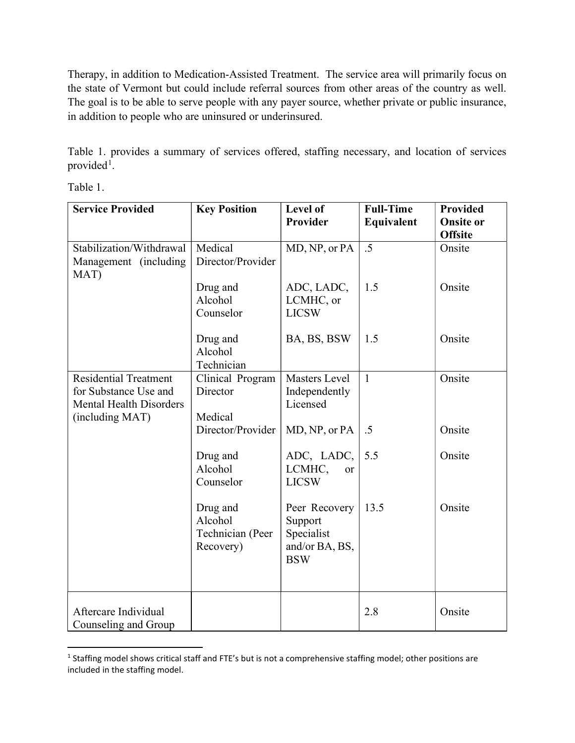Therapy, in addition to Medication-Assisted Treatment. The service area will primarily focus on the state of Vermont but could include referral sources from other areas of the country as well. The goal is to be able to serve people with any payer source, whether private or public insurance, in addition to people who are uninsured or underinsured.

Table 1. provides a summary of services offered, staffing necessary, and location of services provided[1].

Table 1.

| Service Provided | Key Position | Level of Provider | Full-Time Equivalent | Provided Onsite or Offsite |
| --- | --- | --- | --- | --- |
| Stabilization/Withdrawal Management (including MAT) | Medical Director/Provider | MD, NP, or PA | .5 | Onsite |
| | Drug and Alcohol Counselor | ADC, LADC, LCMHC, or LICSW | 1.5 | Onsite |
| | Drug and Alcohol Technician | BA, BS, BSW | 1.5 | Onsite |
| Residential Treatment for Substance Use and Mental Health Disorders (including MAT) | Clinical Program Director | Masters Level Independently Licensed | 1 | Onsite |
| | Medical Director/Provider | MD, NP, or PA | .5 | Onsite |
| | Drug and Alcohol Counselor | ADC, LADC, LCMHC, or LICSW | 5.5 | Onsite |
| | Drug and Alcohol Technician (Peer Recovery) | Peer Recovery Support Specialist and/or BA, BS, BSW | 13.5 | Onsite |
| Aftercare Individual Counseling and Group | | | 2.8 | Onsite |

[1] Staffing model shows critical staff and FTE's but is not a comprehensive staffing model; other positions are included in the staffing model.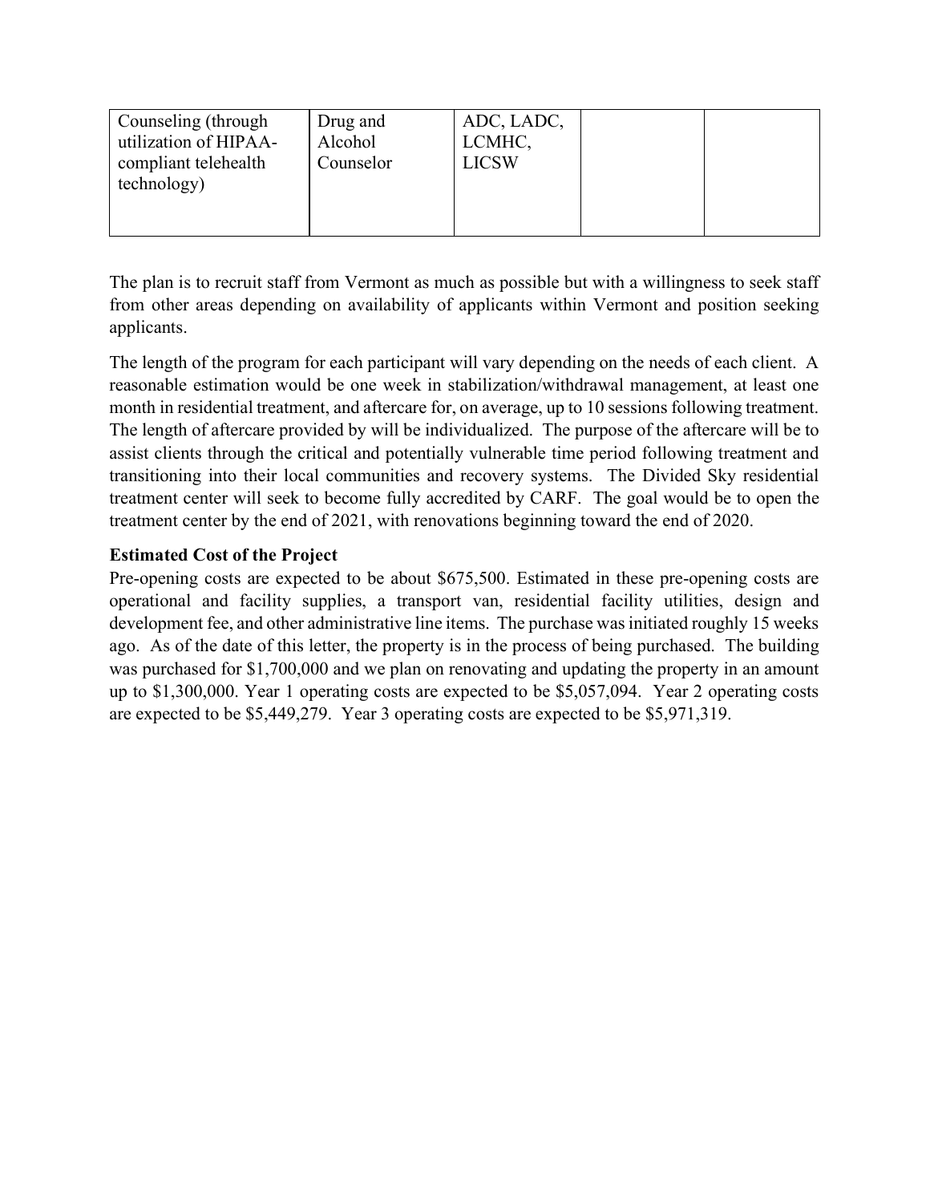| Counseling (through utilization of HIPAA-compliant telehealth technology) | Drug and Alcohol Counselor | ADC, LADC, LCMHC, LICSW | | |
|---|---|---|---|---|

The plan is to recruit staff from Vermont as much as possible but with a willingness to seek staff from other areas depending on availability of applicants within Vermont and position seeking applicants.

The length of the program for each participant will vary depending on the needs of each client. A reasonable estimation would be one week in stabilization/withdrawal management, at least one month in residential treatment, and aftercare for, on average, up to 10 sessions following treatment. The length of aftercare provided by will be individualized. The purpose of the aftercare will be to assist clients through the critical and potentially vulnerable time period following treatment and transitioning into their local communities and recovery systems. The Divided Sky residential treatment center will seek to become fully accredited by CARF. The goal would be to open the treatment center by the end of 2021, with renovations beginning toward the end of 2020.

**Estimated Cost of the Project**

Pre-opening costs are expected to be about $675,500. Estimated in these pre-opening costs are operational and facility supplies, a transport van, residential facility utilities, design and development fee, and other administrative line items. The purchase was initiated roughly 15 weeks ago. As of the date of this letter, the property is in the process of being purchased. The building was purchased for $1,700,000 and we plan on renovating and updating the property in an amount up to $1,300,000. Year 1 operating costs are expected to be $5,057,094. Year 2 operating costs are expected to be $5,449,279. Year 3 operating costs are expected to be $5,971,319.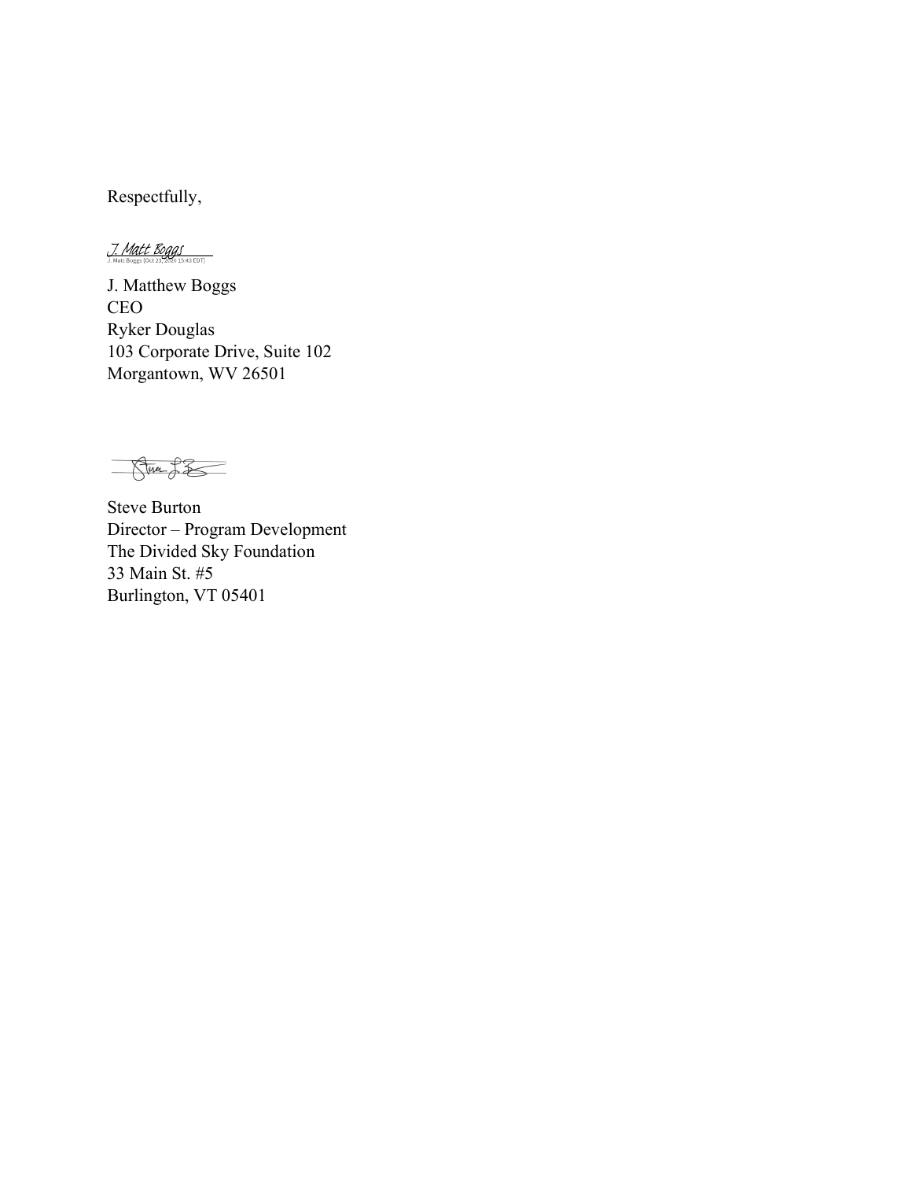Respectfully,

J Matt Boggs
J. Matt Boggs (Oct 23, 2020 15:43 EDT)

J. Matthew Boggs
CEO
Ryker Douglas
103 Corporate Drive, Suite 102
Morgantown, WV 26501

Steve Burton
Director – Program Development
The Divided Sky Foundation
33 Main St. #5
Burlington, VT 05401